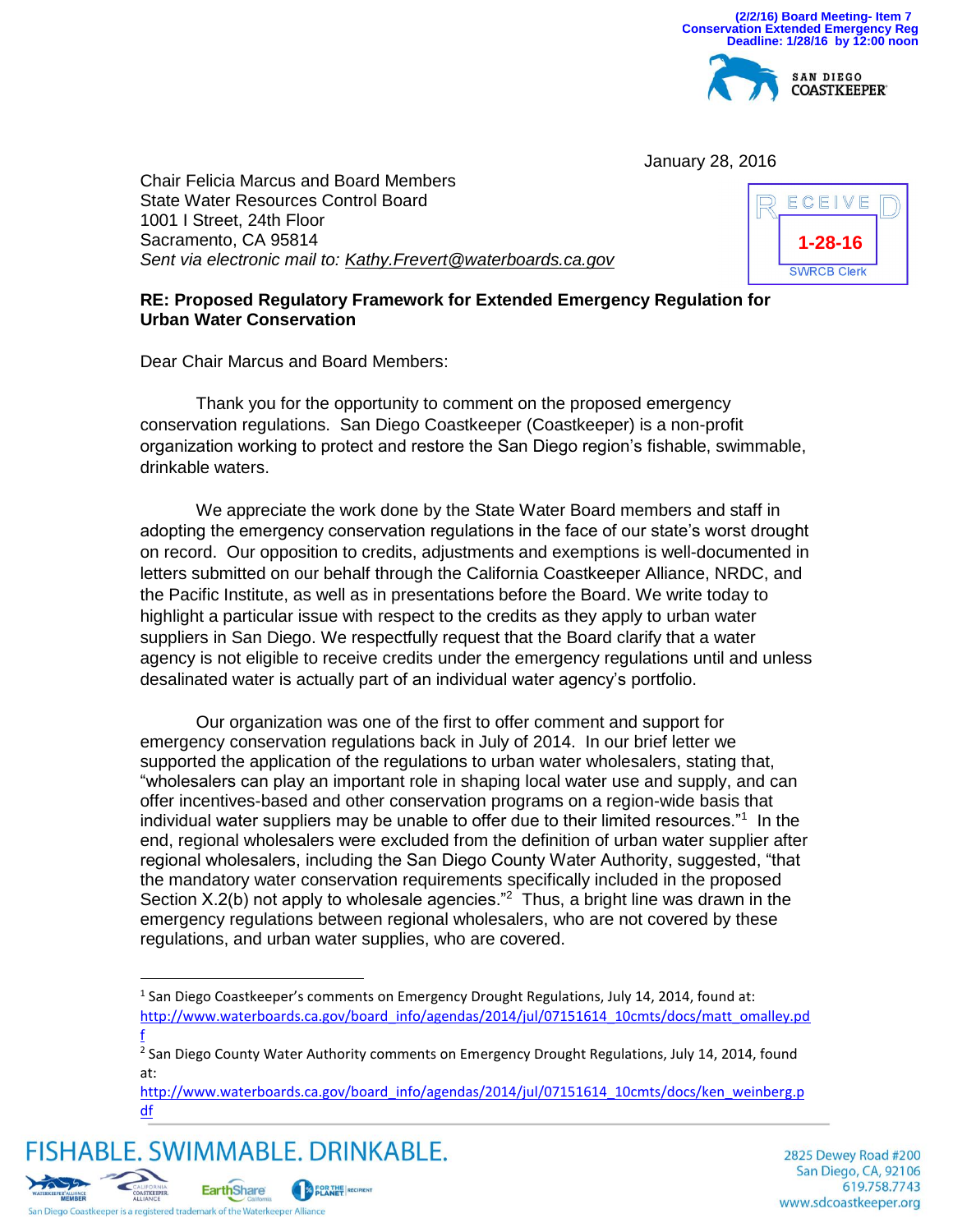(2/2/16) Board Meeting- Item 7
Conservation Extended Emergency Reg
Deadline: 1/28/16 by 12:00 noon

SAN DIEGO COASTKEEPER

January 28, 2016

RECEIVED
1-28-16
SWRCB Clerk

Chair Felicia Marcus and Board Members
State Water Resources Control Board
1001 I Street, 24th Floor
Sacramento, CA 95814
*Sent via electronic mail to: Kathy.Frevert@waterboards.ca.gov*

**RE: Proposed Regulatory Framework for Extended Emergency Regulation for Urban Water Conservation**

Dear Chair Marcus and Board Members:

Thank you for the opportunity to comment on the proposed emergency conservation regulations. San Diego Coastkeeper (Coastkeeper) is a non-profit organization working to protect and restore the San Diego region's fishable, swimmable, drinkable waters.

We appreciate the work done by the State Water Board members and staff in adopting the emergency conservation regulations in the face of our state's worst drought on record. Our opposition to credits, adjustments and exemptions is well-documented in letters submitted on our behalf through the California Coastkeeper Alliance, NRDC, and the Pacific Institute, as well as in presentations before the Board. We write today to highlight a particular issue with respect to the credits as they apply to urban water suppliers in San Diego. We respectfully request that the Board clarify that a water agency is not eligible to receive credits under the emergency regulations until and unless desalinated water is actually part of an individual water agency's portfolio.

Our organization was one of the first to offer comment and support for emergency conservation regulations back in July of 2014. In our brief letter we supported the application of the regulations to urban water wholesalers, stating that, "wholesalers can play an important role in shaping local water use and supply, and can offer incentives-based and other conservation programs on a region-wide basis that individual water suppliers may be unable to offer due to their limited resources."[1] In the end, regional wholesalers were excluded from the definition of urban water supplier after regional wholesalers, including the San Diego County Water Authority, suggested, "that the mandatory water conservation requirements specifically included in the proposed Section X.2(b) not apply to wholesale agencies."[2] Thus, a bright line was drawn in the emergency regulations between regional wholesalers, who are not covered by these regulations, and urban water supplies, who are covered.

[1] San Diego Coastkeeper's comments on Emergency Drought Regulations, July 14, 2014, found at: http://www.waterboards.ca.gov/board_info/agendas/2014/jul/07151614_10cmts/docs/matt_omalley.pdf

[2] San Diego County Water Authority comments on Emergency Drought Regulations, July 14, 2014, found at: http://www.waterboards.ca.gov/board_info/agendas/2014/jul/07151614_10cmts/docs/ken_weinberg.pdf

FISHABLE. SWIMMABLE. DRINKABLE.

San Diego Coastkeeper is a registered trademark of the Waterkeeper Alliance

2825 Dewey Road #200
San Diego, CA, 92106
619.758.7743
www.sdcoastkeeper.org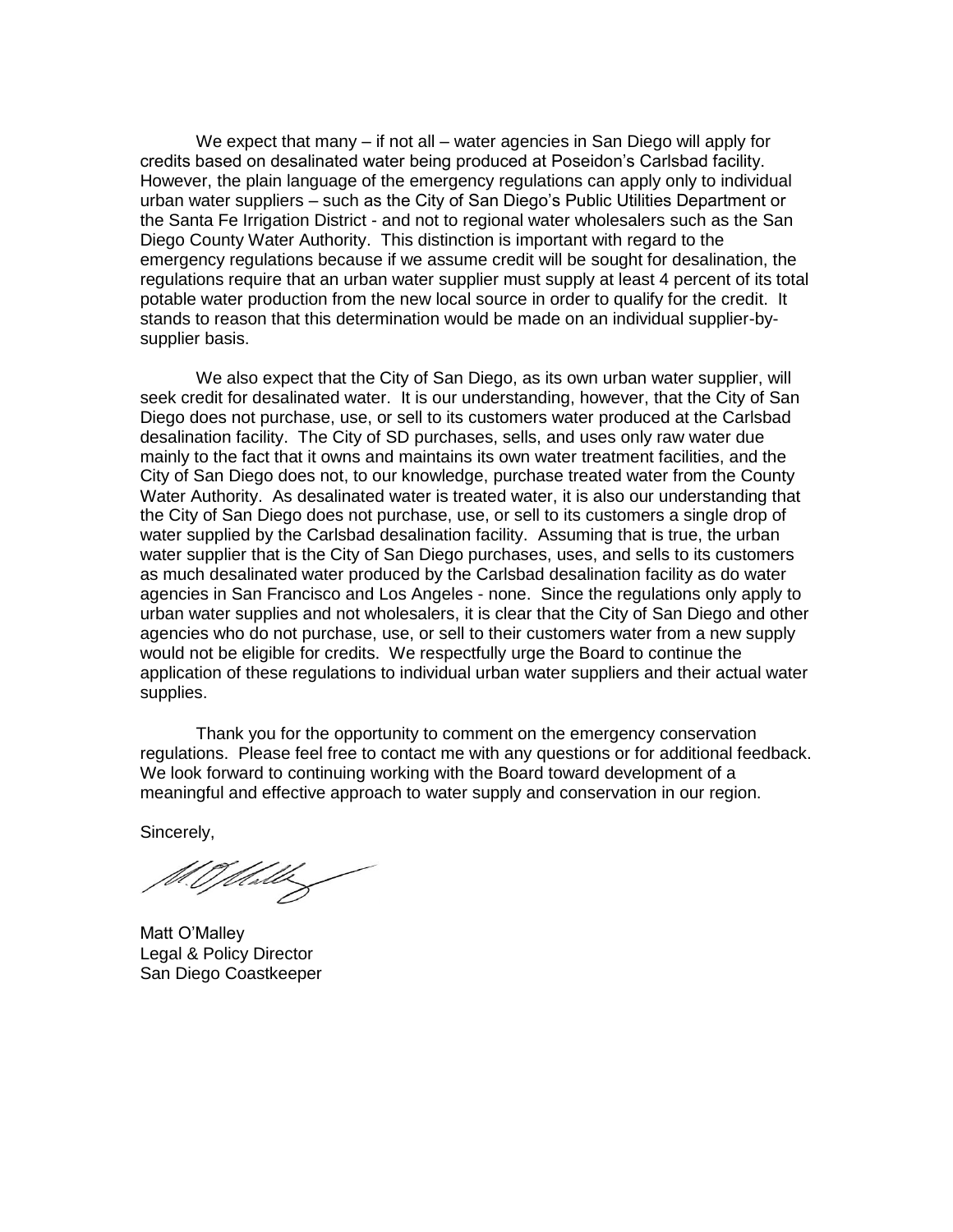We expect that many – if not all – water agencies in San Diego will apply for credits based on desalinated water being produced at Poseidon's Carlsbad facility. However, the plain language of the emergency regulations can apply only to individual urban water suppliers – such as the City of San Diego's Public Utilities Department or the Santa Fe Irrigation District - and not to regional water wholesalers such as the San Diego County Water Authority. This distinction is important with regard to the emergency regulations because if we assume credit will be sought for desalination, the regulations require that an urban water supplier must supply at least 4 percent of its total potable water production from the new local source in order to qualify for the credit. It stands to reason that this determination would be made on an individual supplier-by-supplier basis.

We also expect that the City of San Diego, as its own urban water supplier, will seek credit for desalinated water. It is our understanding, however, that the City of San Diego does not purchase, use, or sell to its customers water produced at the Carlsbad desalination facility. The City of SD purchases, sells, and uses only raw water due mainly to the fact that it owns and maintains its own water treatment facilities, and the City of San Diego does not, to our knowledge, purchase treated water from the County Water Authority. As desalinated water is treated water, it is also our understanding that the City of San Diego does not purchase, use, or sell to its customers a single drop of water supplied by the Carlsbad desalination facility. Assuming that is true, the urban water supplier that is the City of San Diego purchases, uses, and sells to its customers as much desalinated water produced by the Carlsbad desalination facility as do water agencies in San Francisco and Los Angeles - none. Since the regulations only apply to urban water supplies and not wholesalers, it is clear that the City of San Diego and other agencies who do not purchase, use, or sell to their customers water from a new supply would not be eligible for credits. We respectfully urge the Board to continue the application of these regulations to individual urban water suppliers and their actual water supplies.

Thank you for the opportunity to comment on the emergency conservation regulations. Please feel free to contact me with any questions or for additional feedback. We look forward to continuing working with the Board toward development of a meaningful and effective approach to water supply and conservation in our region.

Sincerely,

Matt O'Malley
Legal & Policy Director
San Diego Coastkeeper